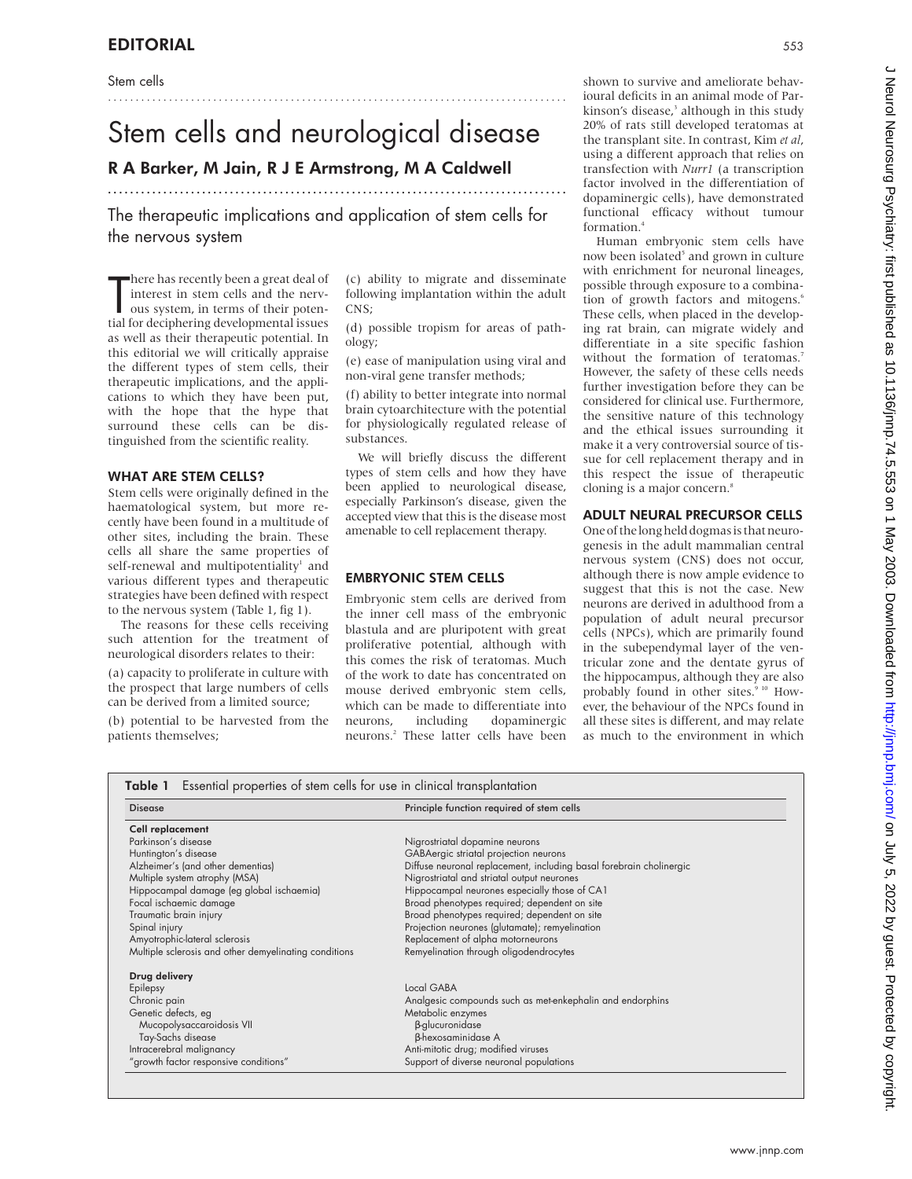EDITORIAL

Stem cells

# Stem cells and neurological disease

**R A Barker, M Jain, R J E Armstrong, M A Caldwell**

The therapeutic implications and application of stem cells for the nervous system

There has recently been a great deal of interest in stem cells and the nervous system, in terms of their potential for deciphering developmental issues as well as their therapeutic potential. In this editorial we will critically appraise the different types of stem cells, their therapeutic implications, and the applications to which they have been put, with the hope that the hype that surround these cells can be distinguished from the scientific reality.

## WHAT ARE STEM CELLS?

Stem cells were originally defined in the haematological system, but more recently have been found in a multitude of other sites, including the brain. These cells all share the same properties of self-renewal and multipotentiality[1] and various different types and therapeutic strategies have been defined with respect to the nervous system (Table 1, fig 1).

The reasons for these cells receiving such attention for the treatment of neurological disorders relates to their:

(a) capacity to proliferate in culture with the prospect that large numbers of cells can be derived from a limited source;

(b) potential to be harvested from the patients themselves;

(c) ability to migrate and disseminate following implantation within the adult CNS;

(d) possible tropism for areas of pathology;

(e) ease of manipulation using viral and non-viral gene transfer methods;

(f) ability to better integrate into normal brain cytoarchitecture with the potential for physiologically regulated release of substances.

We will briefly discuss the different types of stem cells and how they have been applied to neurological disease, especially Parkinson's disease, given the accepted view that this is the disease most amenable to cell replacement therapy.

## EMBRYONIC STEM CELLS

Embryonic stem cells are derived from the inner cell mass of the embryonic blastula and are pluripotent with great proliferative potential, although with this comes the risk of teratomas. Much of the work to date has concentrated on mouse derived embryonic stem cells, which can be made to differentiate into neurons, including dopaminergic neurons.[2] These latter cells have been shown to survive and ameliorate behavioural deficits in an animal mode of Parkinson's disease,[3] although in this study 20% of rats still developed teratomas at the transplant site. In contrast, Kim *et al*, using a different approach that relies on transfection with *Nurr1* (a transcription factor involved in the differentiation of dopaminergic cells), have demonstrated functional efficacy without tumour formation.[4]

Human embryonic stem cells have now been isolated[5] and grown in culture with enrichment for neuronal lineages, possible through exposure to a combination of growth factors and mitogens.[6] These cells, when placed in the developing rat brain, can migrate widely and differentiate in a site specific fashion without the formation of teratomas.[7] However, the safety of these cells needs further investigation before they can be considered for clinical use. Furthermore, the sensitive nature of this technology and the ethical issues surrounding it make it a very controversial source of tissue for cell replacement therapy and in this respect the issue of therapeutic cloning is a major concern.[8]

## ADULT NEURAL PRECURSOR CELLS

One of the long held dogmas is that neurogenesis in the adult mammalian central nervous system (CNS) does not occur, although there is now ample evidence to suggest that this is not the case. New neurons are derived in adulthood from a population of adult neural precursor cells (NPCs), which are primarily found in the subependymal layer of the ventricular zone and the dentate gyrus of the hippocampus, although they are also probably found in other sites.[9,10] However, the behaviour of the NPCs found in all these sites is different, and may relate as much to the environment in which

**Table 1** Essential properties of stem cells for use in clinical transplantation

| Disease | Principle function required of stem cells |
|---|---|
| **Cell replacement** | |
| Parkinson's disease | Nigrostriatal dopamine neurons |
| Huntington's disease | GABAergic striatal projection neurons |
| Alzheimer's (and other dementias) | Diffuse neuronal replacement, including basal forebrain cholinergic |
| Multiple system atrophy (MSA) | Nigrostriatal and striatal output neurones |
| Hippocampal damage (eg global ischaemia) | Hippocampal neurones especially those of CA1 |
| Focal ischaemic damage | Broad phenotypes required; dependent on site |
| Traumatic brain injury | Broad phenotypes required; dependent on site |
| Spinal injury | Projection neurones (glutamate); remyelination |
| Amyotrophic-lateral sclerosis | Replacement of alpha motorneurons |
| Multiple sclerosis and other demyelinating conditions | Remyelination through oligodendrocytes |
| **Drug delivery** | |
| Epilepsy | Local GABA |
| Chronic pain | Analgesic compounds such as met-enkephalin and endorphins |
| Genetic defects, eg | Metabolic enzymes |
| Mucopolysaccaroidosis VII | β-glucuronidase |
| Tay-Sachs disease | β-hexosaminidase A |
| Intracerebral malignancy | Anti-mitotic drug; modified viruses |
| "growth factor responsive conditions" | Support of diverse neuronal populations |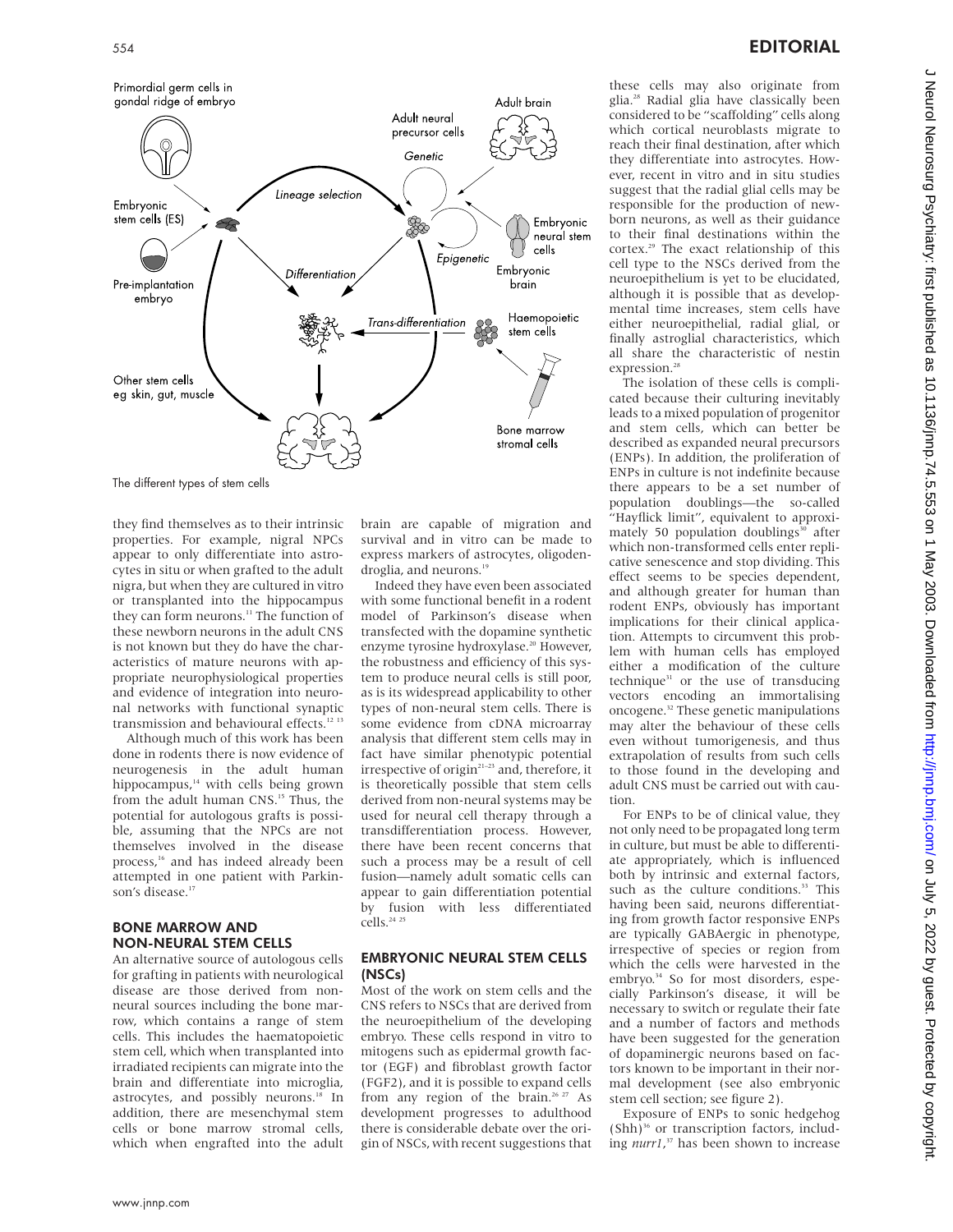The different types of stem cells

they find themselves as to their intrinsic properties. For example, nigral NPCs appear to only differentiate into astrocytes in situ or when grafted to the adult nigra, but when they are cultured in vitro or transplanted into the hippocampus they can form neurons.[11] The function of these newborn neurons in the adult CNS is not known but they do have the characteristics of mature neurons with appropriate neurophysiological properties and evidence of integration into neuronal networks with functional synaptic transmission and behavioural effects.[12 13]

Although much of this work has been done in rodents there is now evidence of neurogenesis in the adult human hippocampus,[14] with cells being grown from the adult human CNS.[15] Thus, the potential for autologous grafts is possible, assuming that the NPCs are not themselves involved in the disease process,[16] and has indeed already been attempted in one patient with Parkinson's disease.[17]

## BONE MARROW AND NON-NEURAL STEM CELLS

An alternative source of autologous cells for grafting in patients with neurological disease are those derived from non-neural sources including the bone marrow, which contains a range of stem cells. This includes the haematopoietic stem cell, which when transplanted into irradiated recipients can migrate into the brain and differentiate into microglia, astrocytes, and possibly neurons.[18] In addition, there are mesenchymal stem cells or bone marrow stromal cells, which when engrafted into the adult brain are capable of migration and survival and in vitro can be made to express markers of astrocytes, oligodendroglia, and neurons.[19]

Indeed they have even been associated with some functional benefit in a rodent model of Parkinson's disease when transfected with the dopamine synthetic enzyme tyrosine hydroxylase.[20] However, the robustness and efficiency of this system to produce neural cells is still poor, as is its widespread applicability to other types of non-neural stem cells. There is some evidence from cDNA microarray analysis that different stem cells may in fact have similar phenotypic potential irrespective of origin[21–23] and, therefore, it is theoretically possible that stem cells derived from non-neural systems may be used for neural cell therapy through a transdifferentiation process. However, there have been recent concerns that such a process may be a result of cell fusion—namely adult somatic cells can appear to gain differentiation potential by fusion with less differentiated cells.[24 25]

## EMBRYONIC NEURAL STEM CELLS (NSCs)

Most of the work on stem cells and the CNS refers to NSCs that are derived from the neuroepithelium of the developing embryo. These cells respond in vitro to mitogens such as epidermal growth factor (EGF) and fibroblast growth factor (FGF2), and it is possible to expand cells from any region of the brain.[26 27] As development progresses to adulthood there is considerable debate over the origin of NSCs, with recent suggestions that these cells may also originate from glia.[28] Radial glia have classically been considered to be "scaffolding" cells along which cortical neuroblasts migrate to reach their final destination, after which they differentiate into astrocytes. However, recent in vitro and in situ studies suggest that the radial glial cells may be responsible for the production of newborn neurons, as well as their guidance to their final destinations within the cortex.[29] The exact relationship of this cell type to the NSCs derived from the neuroepithelium is yet to be elucidated, although it is possible that as developmental time increases, stem cells have either neuroepithelial, radial glial, or finally astroglial characteristics, which all share the characteristic of nestin expression.[28]

The isolation of these cells is complicated because their culturing inevitably leads to a mixed population of progenitor and stem cells, which can better be described as expanded neural precursors (ENPs). In addition, the proliferation of ENPs in culture is not indefinite because there appears to be a set number of population doublings—the so-called "Hayflick limit", equivalent to approximately 50 population doublings[30] after which non-transformed cells enter replicative senescence and stop dividing. This effect seems to be species dependent, and although greater for human than rodent ENPs, obviously has important implications for their clinical application. Attempts to circumvent this problem with human cells has employed either a modification of the culture technique[31] or the use of transducing vectors encoding an immortalising oncogene.[32] These genetic manipulations may alter the behaviour of these cells even without tumorigenesis, and thus extrapolation of results from such cells to those found in the developing and adult CNS must be carried out with caution.

For ENPs to be of clinical value, they not only need to be propagated long term in culture, but must be able to differentiate appropriately, which is influenced both by intrinsic and external factors, such as the culture conditions.[33] This having been said, neurons differentiating from growth factor responsive ENPs are typically GABAergic in phenotype, irrespective of species or region from which the cells were harvested in the embryo.[34] So for most disorders, especially Parkinson's disease, it will be necessary to switch or regulate their fate and a number of factors and methods have been suggested for the generation of dopaminergic neurons based on factors known to be important in their normal development (see also embryonic stem cell section; see figure 2).

Exposure of ENPs to sonic hedgehog (Shh)[36] or transcription factors, including *nurr1*,[37] has been shown to increase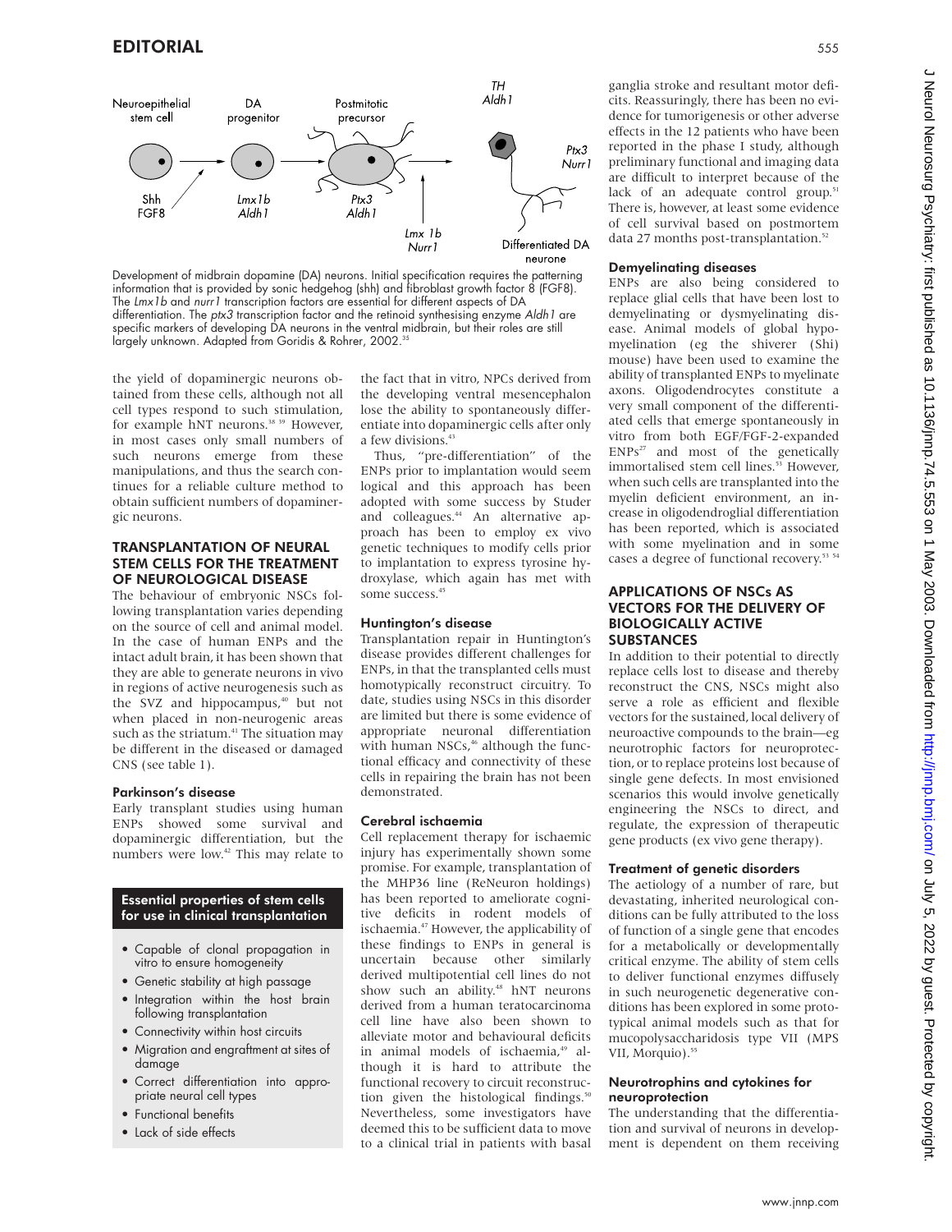Development of midbrain dopamine (DA) neurons. Initial specification requires the patterning information that is provided by sonic hedgehog (shh) and fibroblast growth factor 8 (FGF8). The *Lmx1b* and *nurr1* transcription factors are essential for different aspects of DA differentiation. The *ptx3* transcription factor and the retinoid synthesising enzyme *Aldh1* are specific markers of developing DA neurons in the ventral midbrain, but their roles are still largely unknown. Adapted from Goridis & Rohrer, 2002.[35]

the yield of dopaminergic neurons obtained from these cells, although not all cell types respond to such stimulation, for example hNT neurons.[38 39] However, in most cases only small numbers of such neurons emerge from these manipulations, and thus the search continues for a reliable culture method to obtain sufficient numbers of dopaminergic neurons.

## TRANSPLANTATION OF NEURAL STEM CELLS FOR THE TREATMENT OF NEUROLOGICAL DISEASE

The behaviour of embryonic NSCs following transplantation varies depending on the source of cell and animal model. In the case of human ENPs and the intact adult brain, it has been shown that they are able to generate neurons in vivo in regions of active neurogenesis such as the SVZ and hippocampus,[40] but not when placed in non-neurogenic areas such as the striatum.[41] The situation may be different in the diseased or damaged CNS (see table 1).

### Parkinson's disease

Early transplant studies using human ENPs showed some survival and dopaminergic differentiation, but the numbers were low.[42] This may relate to the fact that in vitro, NPCs derived from the developing ventral mesencephalon lose the ability to spontaneously differentiate into dopaminergic cells after only a few divisions.[43]

Thus, "pre-differentiation" of the ENPs prior to implantation would seem logical and this approach has been adopted with some success by Studer and colleagues.[44] An alternative approach has been to employ ex vivo genetic techniques to modify cells prior to implantation to express tyrosine hydroxylase, which again has met with some success.[45]

**Essential properties of stem cells for use in clinical transplantation**

- Capable of clonal propagation in vitro to ensure homogeneity
- Genetic stability at high passage
- Integration within the host brain following transplantation
- Connectivity within host circuits
- Migration and engraftment at sites of damage
- Correct differentiation into appropriate neural cell types
- Functional benefits
- Lack of side effects

### Huntington's disease

Transplantation repair in Huntington's disease provides different challenges for ENPs, in that the transplanted cells must homotypically reconstruct circuitry. To date, studies using NSCs in this disorder are limited but there is some evidence of appropriate neuronal differentiation with human NSCs,[46] although the functional efficacy and connectivity of these cells in repairing the brain has not been demonstrated.

### Cerebral ischaemia

Cell replacement therapy for ischaemic injury has experimentally shown some promise. For example, transplantation of the MHP36 line (ReNeuron holdings) has been reported to ameliorate cognitive deficits in rodent models of ischaemia.[47] However, the applicability of these findings to ENPs in general is uncertain because other similarly derived multipotential cell lines do not show such an ability.[48] hNT neurons derived from a human teratocarcinoma cell line have also been shown to alleviate motor and behavioural deficits in animal models of ischaemia,[49] although it is hard to attribute the functional recovery to circuit reconstruction given the histological findings.[50] Nevertheless, some investigators have deemed this to be sufficient data to move to a clinical trial in patients with basal ganglia stroke and resultant motor deficits. Reassuringly, there has been no evidence for tumorigenesis or other adverse effects in the 12 patients who have been reported in the phase I study, although preliminary functional and imaging data are difficult to interpret because of the lack of an adequate control group.[51] There is, however, at least some evidence of cell survival based on postmortem data 27 months post-transplantation.[52]

### Demyelinating diseases

ENPs are also being considered to replace glial cells that have been lost to demyelinating or dysmyelinating disease. Animal models of global hypomyelination (eg the shiverer (Shi) mouse) have been used to examine the ability of transplanted ENPs to myelinate axons. Oligodendrocytes constitute a very small component of the differentiated cells that emerge spontaneously in vitro from both EGF/FGF-2-expanded ENPs[27] and most of the genetically immortalised stem cell lines.[53] However, when such cells are transplanted into the myelin deficient environment, an increase in oligodendroglial differentiation has been reported, which is associated with some myelination and in some cases a degree of functional recovery.[53 54]

## APPLICATIONS OF NSCs AS VECTORS FOR THE DELIVERY OF BIOLOGICALLY ACTIVE SUBSTANCES

In addition to their potential to directly replace cells lost to disease and thereby reconstruct the CNS, NSCs might also serve a role as efficient and flexible vectors for the sustained, local delivery of neuroactive compounds to the brain—eg neurotrophic factors for neuroprotection, or to replace proteins lost because of single gene defects. In most envisioned scenarios this would involve genetically engineering the NSCs to direct, and regulate, the expression of therapeutic gene products (ex vivo gene therapy).

### Treatment of genetic disorders

The aetiology of a number of rare, but devastating, inherited neurological conditions can be fully attributed to the loss of function of a single gene that encodes for a metabolically or developmentally critical enzyme. The ability of stem cells to deliver functional enzymes diffusely in such neurogenic degenerative conditions has been explored in some prototypical animal models such as that for mucopolysaccharidosis type VII (MPS VII, Morquio).[55]

### Neurotrophins and cytokines for neuroprotection

The understanding that the differentiation and survival of neurons in development is dependent on them receiving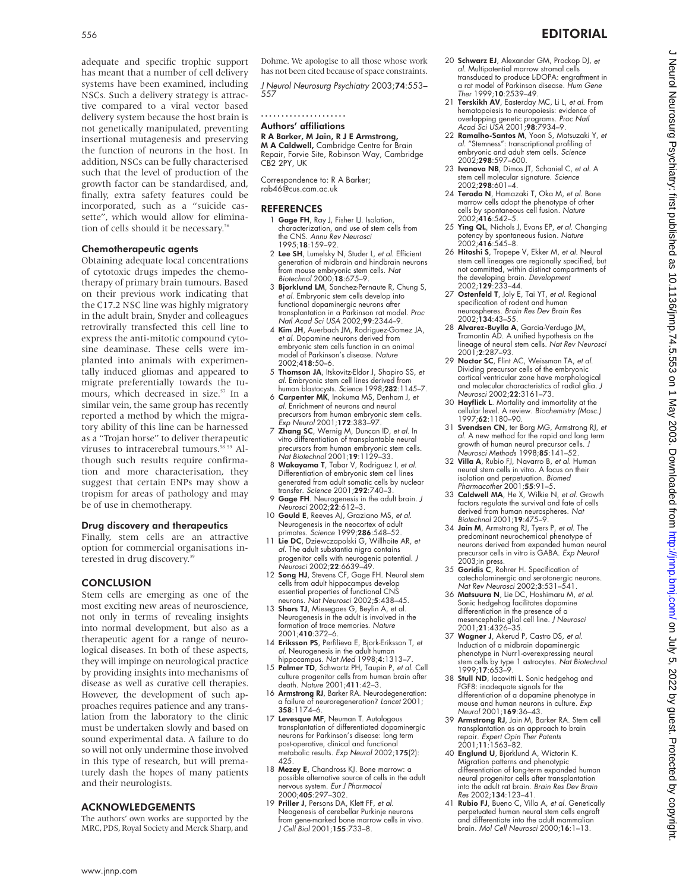adequate and specific trophic support has meant that a number of cell delivery systems have been examined, including NSCs. Such a delivery strategy is attractive compared to a viral vector based delivery system because the host brain is not genetically manipulated, preventing insertional mutagenesis and preserving the function of neurons in the host. In addition, NSCs can be fully characterised such that the level of production of the growth factor can be standardised, and, finally, extra safety features could be incorporated, such as a "suicide cassette", which would allow for elimination of cells should it be necessary.[56]

### Chemotherapeutic agents

Obtaining adequate local concentrations of cytotoxic drugs impedes the chemotherapy of primary brain tumours. Based on their previous work indicating that the C17.2 NSC line was highly migratory in the adult brain, Snyder and colleagues retrovirally transfected this cell line to express the anti-mitotic compound cytosine deaminase. These cells were implanted into animals with experimentally induced gliomas and appeared to migrate preferentially towards the tumours, which decreased in size.[57] In a similar vein, the same group has recently reported a method by which the migratory ability of this line can be harnessed as a "Trojan horse" to deliver therapeutic viruses to intracerebral tumours.[58 59] Although such results require confirmation and more characterisation, they suggest that certain ENPs may show a tropism for areas of pathology and may be of use in chemotherapy.

### Drug discovery and therapeutics

Finally, stem cells are an attractive option for commercial organisations interested in drug discovery.[39]

## CONCLUSION

Stem cells are emerging as one of the most exciting new areas of neuroscience, not only in terms of revealing insights into normal development, but also as a therapeutic agent for a range of neurological diseases. In both of these aspects, they will impinge on neurological practice by providing insights into mechanisms of disease as well as curative cell therapies. However, the development of such approaches requires patience and any translation from the laboratory to the clinic must be undertaken slowly and based on sound experimental data. A failure to do so will not only undermine those involved in this type of research, but will prematurely dash the hopes of many patients and their neurologists.

## ACKNOWLEDGEMENTS

The authors' own works are supported by the MRC, PDS, Royal Society and Merck Sharp, and Dohme. We apologise to all those whose work has not been cited because of space constraints.

*J Neurol Neurosurg Psychiatry* 2003;**74**:553–557

### Authors' affiliations

**R A Barker, M Jain, R J E Armstrong, M A Caldwell,** Cambridge Centre for Brain Repair, Forvie Site, Robinson Way, Cambridge CB2 2PY, UK

Correspondence to: R A Barker; rab46@cus.cam.ac.uk

## REFERENCES

1. **Gage FH**, Ray J, Fisher LJ. Isolation, characterization, and use of stem cells from the CNS. *Annu Rev Neurosci* 1995;**18**:159–92.
2. **Lee SH**, Lumelsky N, Studer L, *et al*. Efficient generation of midbrain and hindbrain neurons from mouse embryonic stem cells. *Nat Biotechnol* 2000;**18**:675–9.
3. **Bjorklund LM**, Sanchez-Pernaute R, Chung S, *et al*. Embryonic stem cells develop into functional dopaminergic neurons after transplantation in a Parkinson rat model. *Proc Natl Acad Sci USA* 2002;**99**:2344–9.
4. **Kim JH**, Auerbach JM, Rodriguez-Gomez JA, *et al*. Dopamine neurons derived from embryonic stem cells function in an animal model of Parkinson's disease. *Nature* 2002;**418**:50–6.
5. **Thomson JA**, Itskovitz-Eldor J, Shapiro SS, *et al*. Embryonic stem cell lines derived from human blastocysts. *Science* 1998;**282**:1145–7.
6. **Carpenter MK**, Inokuma MS, Denham J, *et al*. Enrichment of neurons and neural precursors from human embryonic stem cells. *Exp Neurol* 2001;**172**:383–97.
7. **Zhang SC**, Wernig M, Duncan ID, *et al*. In vitro differentiation of transplantable neural precursors from human embryonic stem cells. *Nat Biotechnol* 2001;**19**:1129–33.
8. **Wakayama T**, Tabar V, Rodriguez I, *et al*. Differentiation of embryonic stem cell lines generated from adult somatic cells by nuclear transfer. *Science* 2001;**292**:740–3.
9. **Gage FH**. Neurogenesis in the adult brain. *J Neurosci* 2002;**22**:612–3.
10. **Gould E**, Reeves AJ, Graziano MS, *et al*. Neurogenesis in the neocortex of adult primates. *Science* 1999;**286**:548–52.
11. **Lie DC**, Dziewczapolski G, Willhoite AR, *et al*. The adult substantia nigra contains progenitor cells with neurogenic potential. *J Neurosci* 2002;**22**:6639–49.
12. **Song HJ**, Stevens CF, Gage FH. Neural stem cells from adult hippocampus develop essential properties of functional CNS neurons. *Nat Neurosci* 2002;**5**:438–45.
13. **Shors TJ**, Miesegaes G, Beylin A, et al. Neurogenesis in the adult is involved in the formation of trace memories. *Nature* 2001;**410**:372–6.
14. **Eriksson PS**, Perfilieva E, Bjork-Eriksson T, *et al*. Neurogenesis in the adult human hippocampus. *Nat Med* 1998;**4**:1313–7.
15. **Palmer TD**, Schwartz PH, Taupin P, *et al*. Cell culture progenitor cells from human brain after death. *Nature* 2001;**411**:42–3.
16. **Armstrong RJ**, Barker RA. Neurodegeneration: a failure of neuroregeneration? *Lancet* 2001; **358**:1174–6.
17. **Levesque MF**, Neuman T. Autologous transplantation of differentiated dopaminergic neurons for Parkinson's disease: long term post-operative, clinical and functional metabolic results. *Exp Neurol* 2002;**175**(2): 425.
18. **Mezey E**, Chandross KJ. Bone marrow: a possible alternative source of cells in the adult nervous system. *Eur J Pharmacol* 2000;**405**:297–302.
19. **Priller J**, Persons DA, Klett FF, *et al*. Neogenesis of cerebellar Purkinje neurons from gene-marked bone marrow cells in vivo. *J Cell Biol* 2001;**155**:733–8.
20. **Schwarz EJ**, Alexander GM, Prockop DJ, *et al*. Multipotential marrow stromal cells transduced to produce L-DOPA: engraftment in a rat model of Parkinson disease. *Hum Gene Ther* 1999;**10**:2539–49.
21. **Terskikh AV**, Easterday MC, Li L, *et al*. From hematopoiesis to neuropoiesis: evidence of overlapping genetic programs. *Proc Natl Acad Sci USA* 2001;**98**:7934–9.
22. **Ramalho-Santos M**, Yoon S, Matsuzaki Y, *et al*. "Stemness": transcriptional profiling of embryonic and adult stem cells. *Science* 2002;**298**:597–600.
23. **Ivanova NB**, Dimos JT, Schaniel C, *et al*. A stem cell molecular signature. *Science* 2002;**298**:601–4.
24. **Terada N**, Hamazaki T, Oka M, *et al*. Bone marrow cells adopt the phenotype of other cells by spontaneous cell fusion. *Nature* 2002;**416**:542–5.
25. **Ying QL**, Nichols J, Evans EP, *et al*. Changing potency by spontaneous fusion. *Nature* 2002;**416**:545–8.
26. **Hitoshi S**, Tropepe V, Ekker M, *et al*. Neural stem cell lineages are regionally specified, but not committed, within distinct compartments of the developing brain. *Development* 2002;**129**:233–44.
27. **Ostenfeld T**, Joly E, Tai YT, *et al*. Regional specification of rodent and human neurospheres. *Brain Res Dev Brain Res* 2002;**134**:43–55.
28. **Alvarez-Buylla A**, Garcia-Verdugo JM, Tramontin AD. A unified hypothesis on the lineage of neural stem cells. *Nat Rev Neurosci* 2001;**2**:287–93.
29. **Noctor SC**, Flint AC, Weissman TA, *et al*. Dividing precursor cells of the embryonic cortical ventricular zone have morphological and molecular characteristics of radial glia. *J Neurosci* 2002;**22**:3161–73.
30. **Hayflick L**. Mortality and immortality at the cellular level. A review. *Biochemistry (Mosc.)* 1997;**62**:1180–90.
31. **Svendsen CN**, ter Borg MG, Armstrong RJ, *et al*. A new method for the rapid and long term growth of human neural precursor cells. *J Neurosci Methods* 1998;**85**:141–52.
32. **Villa A**, Rubio FJ, Navarro B, *et al*. Human neural stem cells in vitro. A focus on their isolation and perpetuation. *Biomed Pharmacother* 2001;**55**:91–5.
33. **Caldwell MA**, He X, Wilkie N, *et al*. Growth factors regulate the survival and fate of cells derived from human neurospheres. *Nat Biotechnol* 2001;**19**:475–9.
34. **Jain M**, Armstrong RJ, Tyers P, *et al*. The predominant neurochemical phenotype of neurons derived from expanded human neural precursor cells in vitro is GABA. *Exp Neurol* 2003;in press.
35. **Goridis C**, Rohrer H. Specification of catecholaminergic and serotonergic neurons. *Nat Rev Neurosci* 2002;**3**:531–541.
36. **Matsuura N**, Lie DC, Hoshimaru M, *et al*. Sonic hedgehog facilitates dopamine differentiation in the presence of a mesencephalic glial cell line. *J Neurosci* 2001;**21**:4326–35.
37. **Wagner J**, Akerud P, Castro DS, *et al*. Induction of a midbrain dopaminergic phenotype in Nurr1-overexpressing neural stem cells by type 1 astrocytes. *Nat Biotechnol* 1999;**17**:653–9.
38. **Stull ND**, Iacovitti L. Sonic hedgehog and FGF8: inadequate signals for the differentiation of a dopamine phenotype in mouse and human neurons in culture. *Exp Neurol* 2001;**169**:36–43.
39. **Armstrong RJ**, Jain M, Barker RA. Stem cell transplantation as an approach to brain repair. *Expert Opin Ther Patents* 2001;**11**:1563–82.
40. **Englund U**, Bjorklund A, Wictorin K. Migration patterns and phenotypic differentiation of long-term expanded human neural progenitor cells after transplantation into the adult rat brain. *Brain Res Dev Brain Res* 2002;**134**:123–41.
41. **Rubio FJ**, Bueno C, Villa A, *et al*. Genetically perpetuated human neural stem cells engraft and differentiate into the adult mammalian brain. *Mol Cell Neurosci* 2000;**16**:1–13.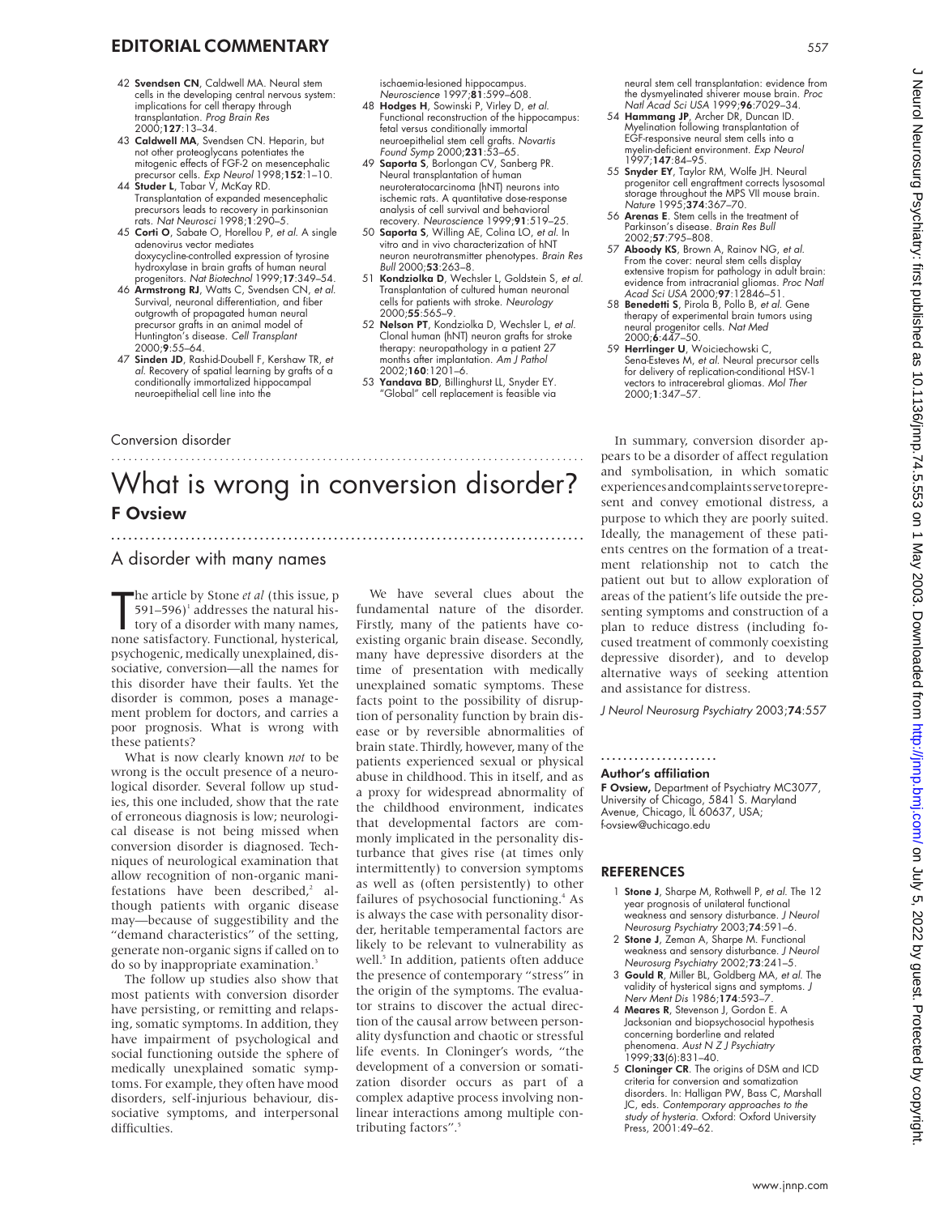42 **Svendsen CN**, Caldwell MA. Neural stem cells in the developing central nervous system: implications for cell therapy through transplantation. *Prog Brain Res* 2000;**127**:13–34.
43 **Caldwell MA**, Svendsen CN. Heparin, but not other proteoglycans potentiates the mitogenic effects of FGF-2 on mesencephalic precursor cells. *Exp Neurol* 1998;**152**:1–10.
44 **Studer L**, Tabar V, McKay RD. Transplantation of expanded mesencephalic precursors leads to recovery in parkinsonian rats. *Nat Neurosci* 1998;**1**:290–5.
45 **Corti O**, Sabate O, Horellou P, *et al*. A single adenovirus vector mediates doxycycline-controlled expression of tyrosine hydroxylase in brain grafts of human neural progenitors. *Nat Biotechnol* 1999;**17**:349–54.
46 **Armstrong RJ**, Watts C, Svendsen CN, *et al*. Survival, neuronal differentiation, and fiber outgrowth of propagated human neural precursor grafts in an animal model of Huntington's disease. *Cell Transplant* 2000;**9**:55–64.
47 **Sinden JD**, Rashid-Doubell F, Kershaw TR, *et al*. Recovery of spatial learning by grafts of a conditionally immortalized hippocampal neuroepithelial cell line into the ischaemia-lesioned hippocampus. *Neuroscience* 1997;**81**:599–608.
48 **Hodges H**, Sowinski P, Virley D, *et al*. Functional reconstruction of the hippocampus: fetal versus conditionally immortal neuroepithelial stem cell grafts. *Novartis Found Symp* 2000;**231**:53–65.
49 **Saporta S**, Borlongan CV, Sanberg PR. Neural transplantation of human neuroteratocarcinoma (hNT) neurons into ischemic rats. A quantitative dose-response analysis of cell survival and behavioral recovery. *Neuroscience* 1999;**91**:519–25.
50 **Saporta S**, Willing AE, Colina LO, *et al*. In vitro and in vivo characterization of hNT neuron neurotransmitter phenotypes. *Brain Res Bull* 2000;**53**:263–8.
51 **Kondziolka D**, Wechsler L, Goldstein S, *et al*. Transplantation of cultured human neuronal cells for patients with stroke. *Neurology* 2000;**55**:565–9.
52 **Nelson PT**, Kondziolka D, Wechsler L, *et al*. Clonal human (hNT) neuron grafts for stroke therapy: neuropathology in a patient 27 months after implantation. *Am J Pathol* 2002;**160**:1201–6.
53 **Yandava BD**, Billinghurst LL, Snyder EY. "Global" cell replacement is feasible via neural stem cell transplantation: evidence from the dysmyelinated shiverer mouse brain. *Proc Natl Acad Sci USA* 1999;**96**:7029–34.
54 **Hammang JP**, Archer DR, Duncan ID. Myelination following transplantation of EGF-responsive neural stem cells into a myelin-deficient environment. *Exp Neurol* 1997;**147**:84–95.
55 **Snyder EY**, Taylor RM, Wolfe JH. Neural progenitor cell engraftment corrects lysosomal storage throughout the MPS VII mouse brain. *Nature* 1995;**374**:367–70.
56 **Arenas E**. Stem cells in the treatment of Parkinson's disease. *Brain Res Bull* 2002;**57**:795–808.
57 **Aboody KS**, Brown A, Rainov NG, *et al*. From the cover: neural stem cells display extensive tropism for pathology in adult brain: evidence from intracranial gliomas. *Proc Natl Acad Sci USA* 2000;**97**:12846–51.
58 **Benedetti S**, Pirola B, Pollo B, *et al*. Gene therapy of experimental brain tumors using neural progenitor cells. *Nat Med* 2000;**6**:447–50.
59 **Herrlinger U**, Woiciechowski C, Sena-Esteves M, *et al*. Neural precursor cells for delivery of replication-conditional HSV-1 vectors to intracerebral gliomas. *Mol Ther* 2000;**1**:347–57.

Conversion disorder

# What is wrong in conversion disorder?

**F Ovsiew**

## A disorder with many names

The article by Stone *et al* (this issue, p 591–596)[1] addresses the natural history of a disorder with many names, none satisfactory. Functional, hysterical, psychogenic, medically unexplained, dissociative, conversion—all the names for this disorder have their faults. Yet the disorder is common, poses a management problem for doctors, and carries a poor prognosis. What is wrong with these patients?

What is now clearly known *not* to be wrong is the occult presence of a neurological disorder. Several follow up studies, this one included, show that the rate of erroneous diagnosis is low; neurological disease is not being missed when conversion disorder is diagnosed. Techniques of neurological examination that allow recognition of non-organic manifestations have been described,[2] although patients with organic disease may—because of suggestibility and the "demand characteristics" of the setting, generate non-organic signs if called on to do so by inappropriate examination.[3]

The follow up studies also show that most patients with conversion disorder have persisting, or remitting and relapsing, somatic symptoms. In addition, they have impairment of psychological and social functioning outside the sphere of medically unexplained somatic symptoms. For example, they often have mood disorders, self-injurious behaviour, dissociative symptoms, and interpersonal difficulties.

We have several clues about the fundamental nature of the disorder. Firstly, many of the patients have coexisting organic brain disease. Secondly, many have depressive disorders at the time of presentation with medically unexplained somatic symptoms. These facts point to the possibility of disruption of personality function by brain disease or by reversible abnormalities of brain state. Thirdly, however, many of the patients experienced sexual or physical abuse in childhood. This in itself, and as a proxy for widespread abnormality of the childhood environment, indicates that developmental factors are commonly implicated in the personality disturbance that gives rise (at times only intermittently) to conversion symptoms as well as (often persistently) to other failures of psychosocial functioning.[4] As is always the case with personality disorder, heritable temperamental factors are likely to be relevant to vulnerability as well.[5] In addition, patients often adduce the presence of contemporary "stress" in the origin of the symptoms. The evaluator strains to discover the actual direction of the causal arrow between personality dysfunction and chaotic or stressful life events. In Cloninger's words, "the development of a conversion or somatization disorder occurs as part of a complex adaptive process involving nonlinear interactions among multiple contributing factors".[5]

In summary, conversion disorder appears to be a disorder of affect regulation and symbolisation, in which somatic experiences and complaints serve to represent and convey emotional distress, a purpose to which they are poorly suited. Ideally, the management of these patients centres on the formation of a treatment relationship not to catch the patient out but to allow exploration of areas of the patient's life outside the presenting symptoms and construction of a plan to reduce distress (including focused treatment of commonly coexisting depressive disorder), and to develop alternative ways of seeking attention and assistance for distress.

*J Neurol Neurosurg Psychiatry* 2003;**74**:557

### Author's affiliation

**F Ovsiew,** Department of Psychiatry MC3077, University of Chicago, 5841 S. Maryland Avenue, Chicago, IL 60637, USA; f-ovsiew@uchicago.edu

## REFERENCES

1 **Stone J**, Sharpe M, Rothwell P, *et al*. The 12 year prognosis of unilateral functional weakness and sensory disturbance. *J Neurol Neurosurg Psychiatry* 2003;**74**:591–6.
2 **Stone J**, Zeman A, Sharpe M. Functional weakness and sensory disturbance. *J Neurol Neurosurg Psychiatry* 2002;**73**:241–5.
3 **Gould R**, Miller BL, Goldberg MA, *et al*. The validity of hysterical signs and symptoms. *J Nerv Ment Dis* 1986;**174**:593–7.
4 **Meares R**, Stevenson J, Gordon E. A Jacksonian and biopsychosocial hypothesis concerning borderline and related phenomena. *Aust N Z J Psychiatry* 1999;**33**(6):831–40.
5 **Cloninger CR**. The origins of DSM and ICD criteria for conversion and somatization disorders. In: Halligan PW, Bass C, Marshall JC, eds. *Contemporary approaches to the study of hysteria*. Oxford: Oxford University Press, 2001:49–62.